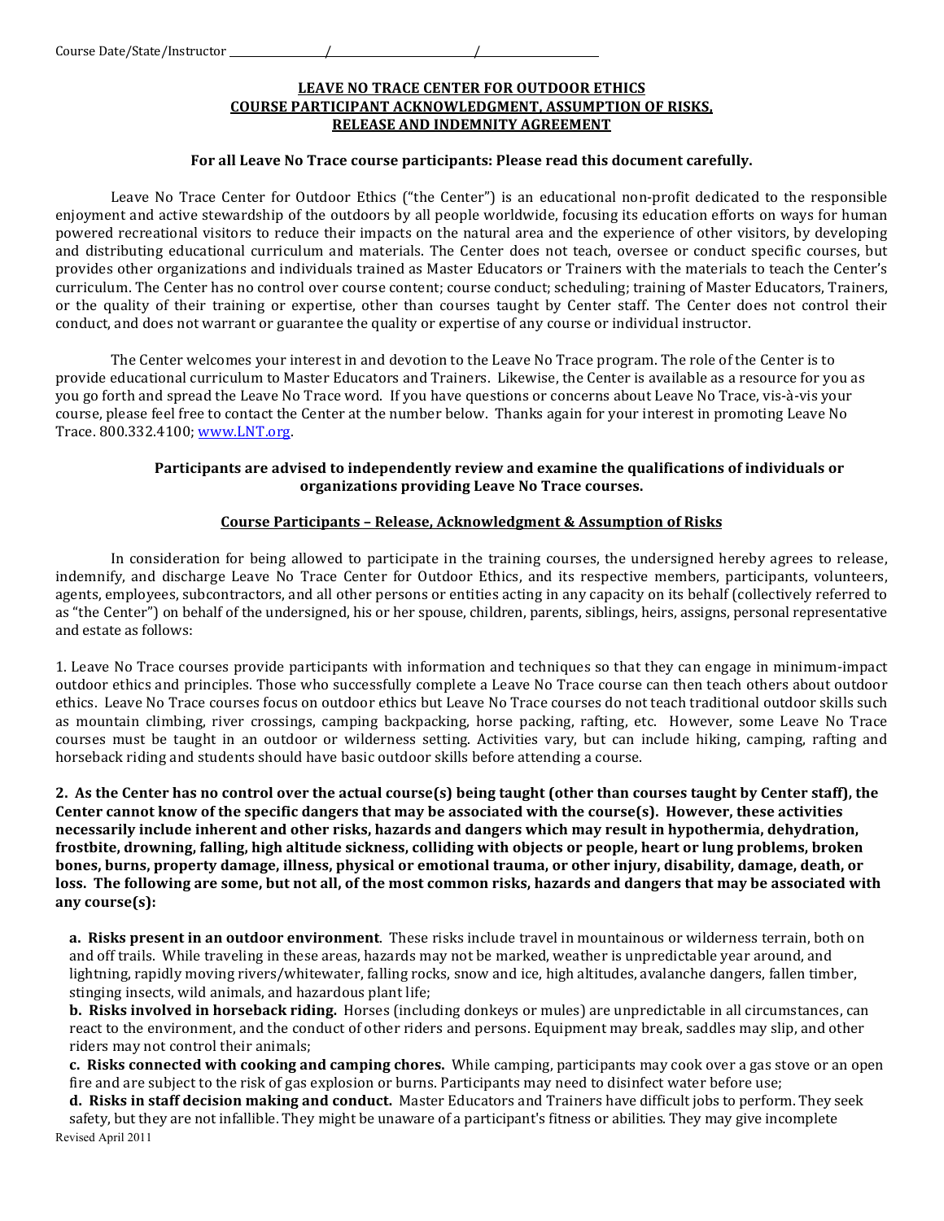Course Date/State/Instructor \_\_\_\_\_\_\_\_\_\_\_\_\_\_\_\_/\_\_\_\_\_\_\_\_\_\_\_\_\_\_\_\_\_\_\_\_\_\_\_\_\_\_/\_\_\_\_\_\_\_\_\_\_\_\_\_\_\_\_\_\_\_\_\_\_

# LEAVE NO TRACE CENTER FOR OUTDOOR ETHICS
# COURSE PARTICIPANT ACKNOWLEDGMENT, ASSUMPTION OF RISKS, RELEASE AND INDEMNITY AGREEMENT

**For all Leave No Trace course participants: Please read this document carefully.**

Leave No Trace Center for Outdoor Ethics ("the Center") is an educational non-profit dedicated to the responsible enjoyment and active stewardship of the outdoors by all people worldwide, focusing its education efforts on ways for human powered recreational visitors to reduce their impacts on the natural area and the experience of other visitors, by developing and distributing educational curriculum and materials. The Center does not teach, oversee or conduct specific courses, but provides other organizations and individuals trained as Master Educators or Trainers with the materials to teach the Center's curriculum. The Center has no control over course content; course conduct; scheduling; training of Master Educators, Trainers, or the quality of their training or expertise, other than courses taught by Center staff. The Center does not control their conduct, and does not warrant or guarantee the quality or expertise of any course or individual instructor.

The Center welcomes your interest in and devotion to the Leave No Trace program. The role of the Center is to provide educational curriculum to Master Educators and Trainers. Likewise, the Center is available as a resource for you as you go forth and spread the Leave No Trace word. If you have questions or concerns about Leave No Trace, vis-à-vis your course, please feel free to contact the Center at the number below. Thanks again for your interest in promoting Leave No Trace. 800.332.4100; www.LNT.org.

**Participants are advised to independently review and examine the qualifications of individuals or organizations providing Leave No Trace courses.**

## Course Participants – Release, Acknowledgment & Assumption of Risks

In consideration for being allowed to participate in the training courses, the undersigned hereby agrees to release, indemnify, and discharge Leave No Trace Center for Outdoor Ethics, and its respective members, participants, volunteers, agents, employees, subcontractors, and all other persons or entities acting in any capacity on its behalf (collectively referred to as "the Center") on behalf of the undersigned, his or her spouse, children, parents, siblings, heirs, assigns, personal representative and estate as follows:

1. Leave No Trace courses provide participants with information and techniques so that they can engage in minimum-impact outdoor ethics and principles. Those who successfully complete a Leave No Trace course can then teach others about outdoor ethics. Leave No Trace courses focus on outdoor ethics but Leave No Trace courses do not teach traditional outdoor skills such as mountain climbing, river crossings, camping backpacking, horse packing, rafting, etc. However, some Leave No Trace courses must be taught in an outdoor or wilderness setting. Activities vary, but can include hiking, camping, rafting and horseback riding and students should have basic outdoor skills before attending a course.

**2. As the Center has no control over the actual course(s) being taught (other than courses taught by Center staff), the Center cannot know of the specific dangers that may be associated with the course(s). However, these activities necessarily include inherent and other risks, hazards and dangers which may result in hypothermia, dehydration, frostbite, drowning, falling, high altitude sickness, colliding with objects or people, heart or lung problems, broken bones, burns, property damage, illness, physical or emotional trauma, or other injury, disability, damage, death, or loss. The following are some, but not all, of the most common risks, hazards and dangers that may be associated with any course(s):**

**a. Risks present in an outdoor environment**. These risks include travel in mountainous or wilderness terrain, both on and off trails. While traveling in these areas, hazards may not be marked, weather is unpredictable year around, and lightning, rapidly moving rivers/whitewater, falling rocks, snow and ice, high altitudes, avalanche dangers, fallen timber, stinging insects, wild animals, and hazardous plant life;

**b. Risks involved in horseback riding.** Horses (including donkeys or mules) are unpredictable in all circumstances, can react to the environment, and the conduct of other riders and persons. Equipment may break, saddles may slip, and other riders may not control their animals;

**c. Risks connected with cooking and camping chores.** While camping, participants may cook over a gas stove or an open fire and are subject to the risk of gas explosion or burns. Participants may need to disinfect water before use;

**d. Risks in staff decision making and conduct.** Master Educators and Trainers have difficult jobs to perform. They seek safety, but they are not infallible. They might be unaware of a participant's fitness or abilities. They may give incomplete

Revised April 2011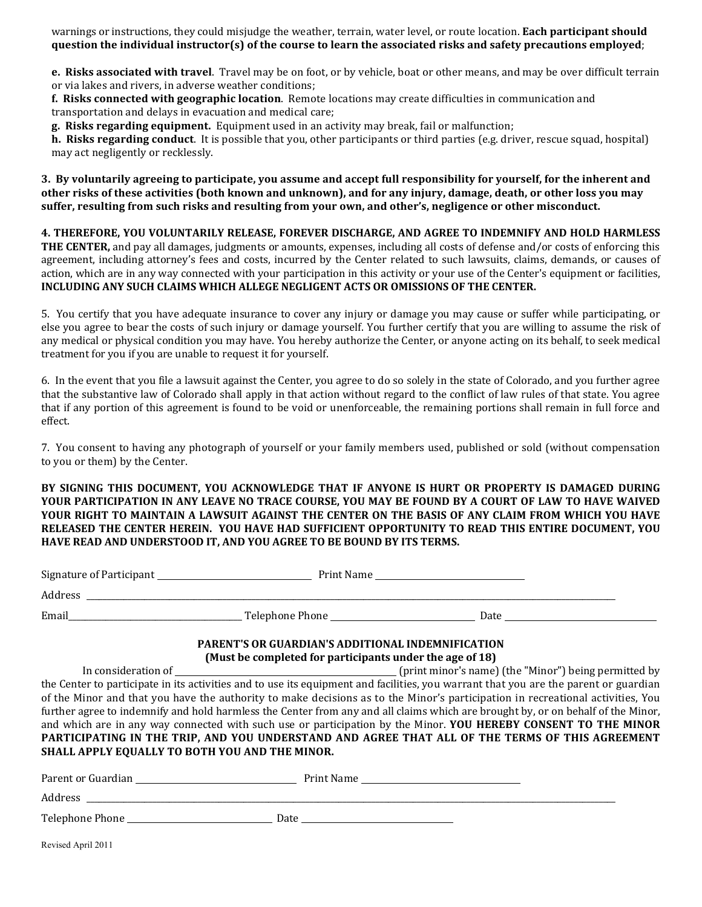warnings or instructions, they could misjudge the weather, terrain, water level, or route location. **Each participant should question the individual instructor(s) of the course to learn the associated risks and safety precautions employed**;

**e. Risks associated with travel**. Travel may be on foot, or by vehicle, boat or other means, and may be over difficult terrain or via lakes and rivers, in adverse weather conditions;
**f. Risks connected with geographic location**. Remote locations may create difficulties in communication and transportation and delays in evacuation and medical care;
**g. Risks regarding equipment.** Equipment used in an activity may break, fail or malfunction;
**h. Risks regarding conduct**. It is possible that you, other participants or third parties (e.g. driver, rescue squad, hospital) may act negligently or recklessly.

**3. By voluntarily agreeing to participate, you assume and accept full responsibility for yourself, for the inherent and other risks of these activities (both known and unknown), and for any injury, damage, death, or other loss you may suffer, resulting from such risks and resulting from your own, and other's, negligence or other misconduct.**

**4. THEREFORE, YOU VOLUNTARILY RELEASE, FOREVER DISCHARGE, AND AGREE TO INDEMNIFY AND HOLD HARMLESS THE CENTER,** and pay all damages, judgments or amounts, expenses, including all costs of defense and/or costs of enforcing this agreement, including attorney's fees and costs, incurred by the Center related to such lawsuits, claims, demands, or causes of action, which are in any way connected with your participation in this activity or your use of the Center's equipment or facilities, **INCLUDING ANY SUCH CLAIMS WHICH ALLEGE NEGLIGENT ACTS OR OMISSIONS OF THE CENTER.**

5. You certify that you have adequate insurance to cover any injury or damage you may cause or suffer while participating, or else you agree to bear the costs of such injury or damage yourself. You further certify that you are willing to assume the risk of any medical or physical condition you may have. You hereby authorize the Center, or anyone acting on its behalf, to seek medical treatment for you if you are unable to request it for yourself.

6. In the event that you file a lawsuit against the Center, you agree to do so solely in the state of Colorado, and you further agree that the substantive law of Colorado shall apply in that action without regard to the conflict of law rules of that state. You agree that if any portion of this agreement is found to be void or unenforceable, the remaining portions shall remain in full force and effect.

7. You consent to having any photograph of yourself or your family members used, published or sold (without compensation to you or them) by the Center.

**BY SIGNING THIS DOCUMENT, YOU ACKNOWLEDGE THAT IF ANYONE IS HURT OR PROPERTY IS DAMAGED DURING YOUR PARTICIPATION IN ANY LEAVE NO TRACE COURSE, YOU MAY BE FOUND BY A COURT OF LAW TO HAVE WAIVED YOUR RIGHT TO MAINTAIN A LAWSUIT AGAINST THE CENTER ON THE BASIS OF ANY CLAIM FROM WHICH YOU HAVE RELEASED THE CENTER HEREIN. YOU HAVE HAD SUFFICIENT OPPORTUNITY TO READ THIS ENTIRE DOCUMENT, YOU HAVE READ AND UNDERSTOOD IT, AND YOU AGREE TO BE BOUND BY ITS TERMS.**

Signature of Participant ______________________ Print Name ______________________

Address ____________________________________________________________

Email______________________ Telephone Phone ______________________ Date ______________________

**PARENT'S OR GUARDIAN'S ADDITIONAL INDEMNIFICATION**
**(Must be completed for participants under the age of 18)**

In consideration of ______________________ (print minor's name) (the "Minor") being permitted by the Center to participate in its activities and to use its equipment and facilities, you warrant that you are the parent or guardian of the Minor and that you have the authority to make decisions as to the Minor's participation in recreational activities, You further agree to indemnify and hold harmless the Center from any and all claims which are brought by, or on behalf of the Minor, and which are in any way connected with such use or participation by the Minor. **YOU HEREBY CONSENT TO THE MINOR PARTICIPATING IN THE TRIP, AND YOU UNDERSTAND AND AGREE THAT ALL OF THE TERMS OF THIS AGREEMENT SHALL APPLY EQUALLY TO BOTH YOU AND THE MINOR.**

Parent or Guardian ______________________ Print Name ______________________

Address ____________________________________________________________

Telephone Phone ______________________ Date ______________________

Revised April 2011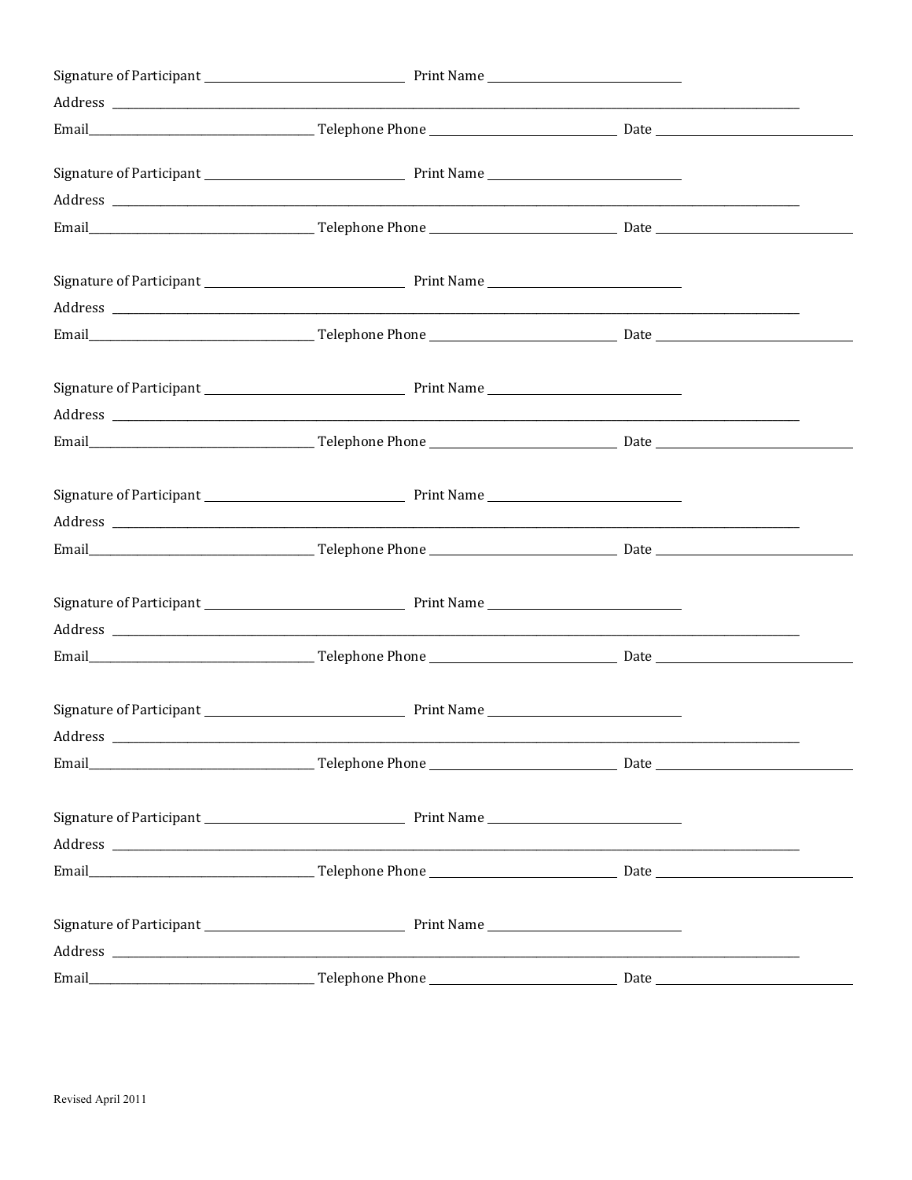Signature of Participant ______________________________ Print Name ______________________________

Address ______________________________________________________________________________________________

Email____________________________________ Telephone Phone ______________________________ Date ______________________________

Signature of Participant ______________________________ Print Name ______________________________

Address ______________________________________________________________________________________________

Email____________________________________ Telephone Phone ______________________________ Date ______________________________

Signature of Participant ______________________________ Print Name ______________________________

Address ______________________________________________________________________________________________

Email____________________________________ Telephone Phone ______________________________ Date ______________________________

Signature of Participant ______________________________ Print Name ______________________________

Address ______________________________________________________________________________________________

Email____________________________________ Telephone Phone ______________________________ Date ______________________________

Signature of Participant ______________________________ Print Name ______________________________

Address ______________________________________________________________________________________________

Email____________________________________ Telephone Phone ______________________________ Date ______________________________

Signature of Participant ______________________________ Print Name ______________________________

Address ______________________________________________________________________________________________

Email____________________________________ Telephone Phone ______________________________ Date ______________________________

Signature of Participant ______________________________ Print Name ______________________________

Address ______________________________________________________________________________________________

Email____________________________________ Telephone Phone ______________________________ Date ______________________________

Signature of Participant ______________________________ Print Name ______________________________

Address ______________________________________________________________________________________________

Email____________________________________ Telephone Phone ______________________________ Date ______________________________

Signature of Participant ______________________________ Print Name ______________________________

Address ______________________________________________________________________________________________

Email____________________________________ Telephone Phone ______________________________ Date ______________________________

Revised April 2011